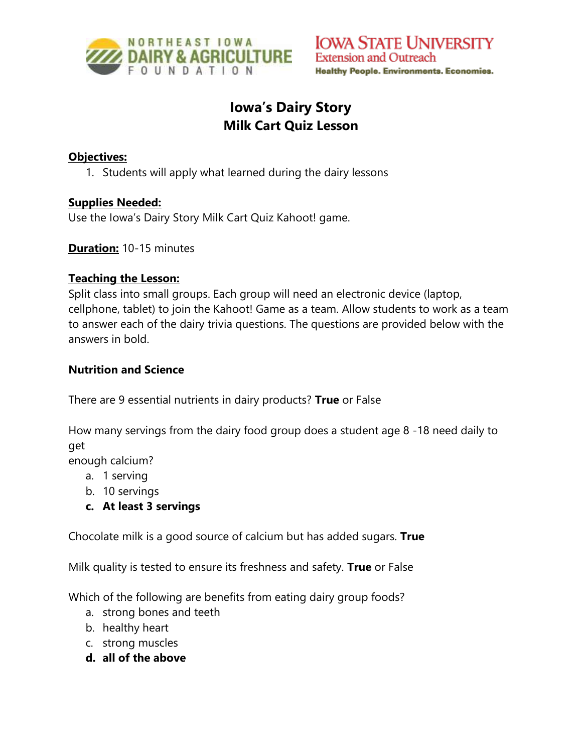# Iowa's Dairy Story
## Milk Cart Quiz Lesson

**Objectives:**

1. Students will apply what learned during the dairy lessons

**Supplies Needed:**
Use the Iowa's Dairy Story Milk Cart Quiz Kahoot! game.

**Duration:** 10-15 minutes

**Teaching the Lesson:**
Split class into small groups. Each group will need an electronic device (laptop, cellphone, tablet) to join the Kahoot! Game as a team. Allow students to work as a team to answer each of the dairy trivia questions. The questions are provided below with the answers in bold.

### Nutrition and Science

There are 9 essential nutrients in dairy products? **True** or False

How many servings from the dairy food group does a student age 8 -18 need daily to get enough calcium?

a. 1 serving
b. 10 servings
**c. At least 3 servings**

Chocolate milk is a good source of calcium but has added sugars. **True**

Milk quality is tested to ensure its freshness and safety. **True** or False

Which of the following are benefits from eating dairy group foods?

a. strong bones and teeth
b. healthy heart
c. strong muscles
**d. all of the above**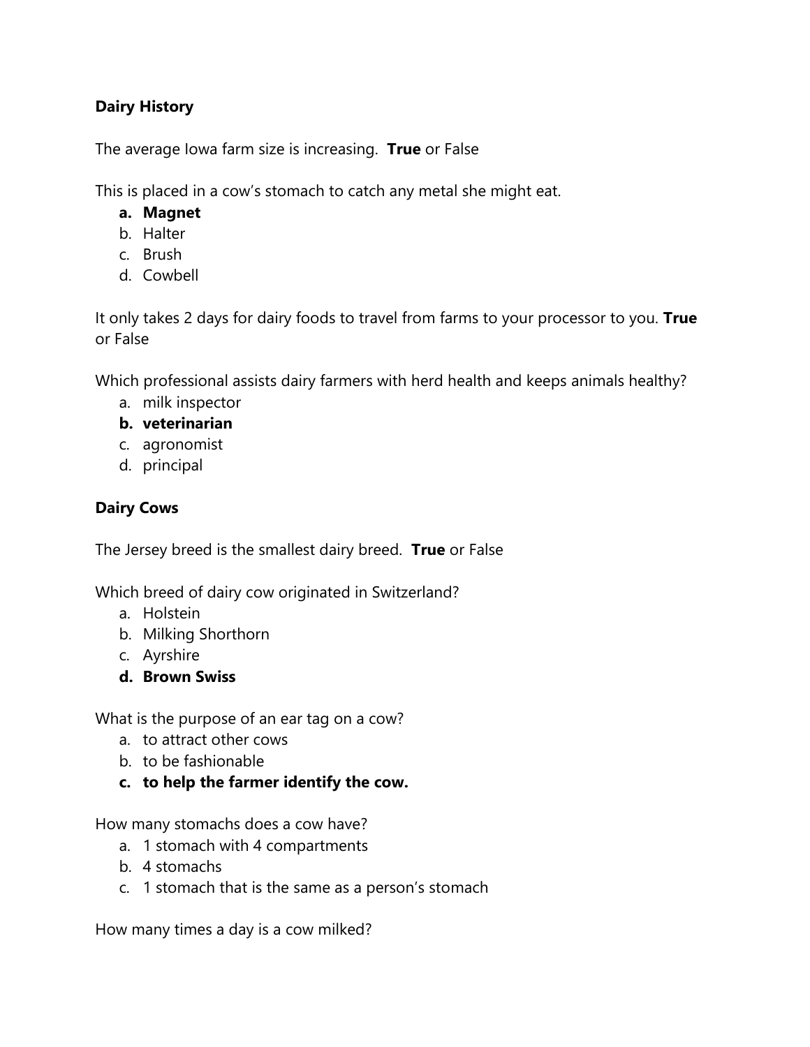**Dairy History**

The average Iowa farm size is increasing. **True** or False

This is placed in a cow's stomach to catch any metal she might eat.

a. **Magnet**
b. Halter
c. Brush
d. Cowbell

It only takes 2 days for dairy foods to travel from farms to your processor to you. **True** or False

Which professional assists dairy farmers with herd health and keeps animals healthy?

a. milk inspector
b. **veterinarian**
c. agronomist
d. principal

**Dairy Cows**

The Jersey breed is the smallest dairy breed. **True** or False

Which breed of dairy cow originated in Switzerland?

a. Holstein
b. Milking Shorthorn
c. Ayrshire
d. **Brown Swiss**

What is the purpose of an ear tag on a cow?

a. to attract other cows
b. to be fashionable
c. **to help the farmer identify the cow.**

How many stomachs does a cow have?

a. 1 stomach with 4 compartments
b. 4 stomachs
c. 1 stomach that is the same as a person's stomach

How many times a day is a cow milked?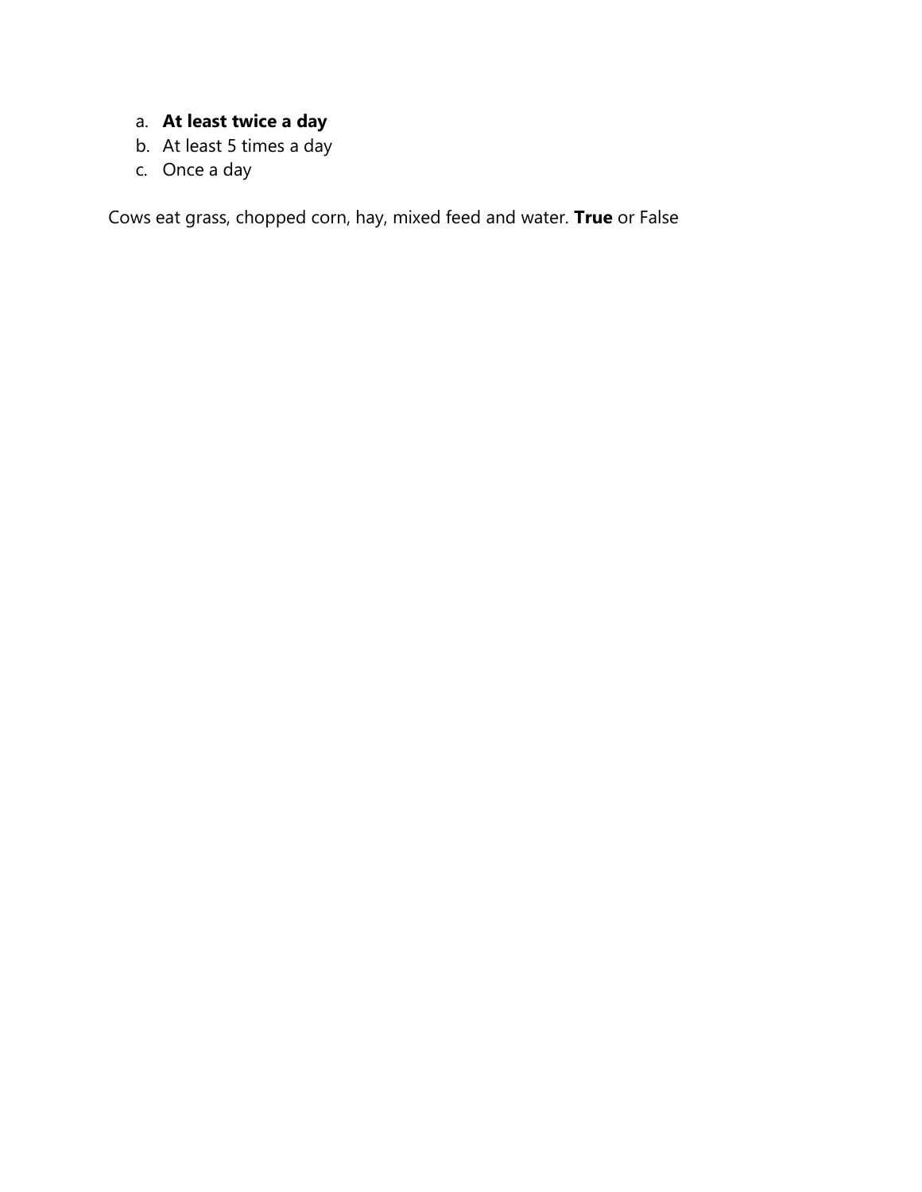a. **At least twice a day**
b. At least 5 times a day
c. Once a day

Cows eat grass, chopped corn, hay, mixed feed and water. **True** or False